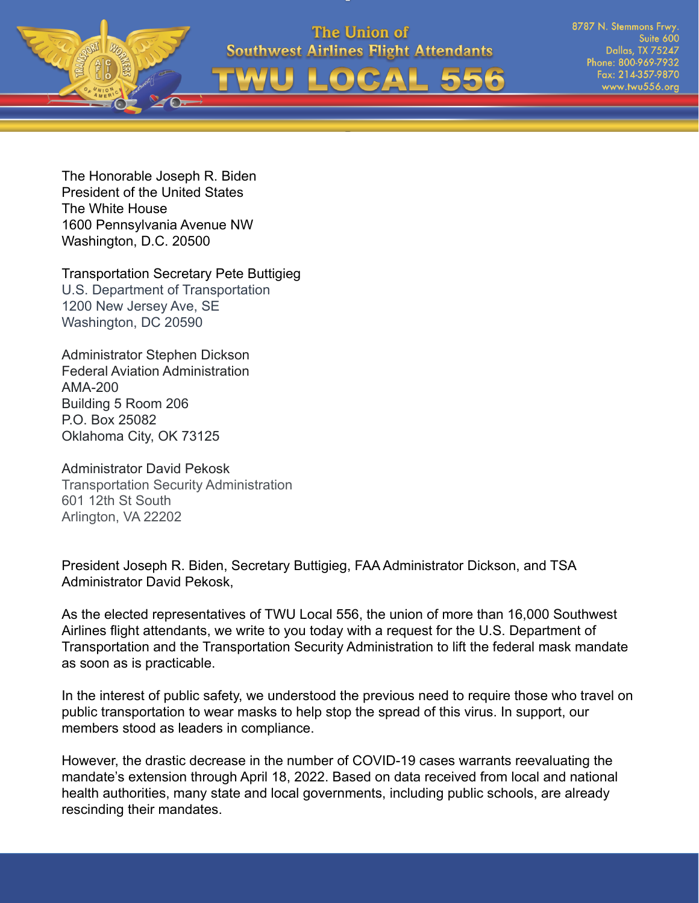# The Union of Southwest Airlines Flight Attendants

# TWU LOCAL 556

8787 N. Stemmons Frwy.
Suite 600
Dallas, TX 75247
Phone: 800-969-7932
Fax: 214-357-9870
www.twu556.org

The Honorable Joseph R. Biden
President of the United States
The White House
1600 Pennsylvania Avenue NW
Washington, D.C. 20500

Transportation Secretary Pete Buttigieg
U.S. Department of Transportation
1200 New Jersey Ave, SE
Washington, DC 20590

Administrator Stephen Dickson
Federal Aviation Administration
AMA-200
Building 5 Room 206
P.O. Box 25082
Oklahoma City, OK 73125

Administrator David Pekosk
Transportation Security Administration
601 12th St South
Arlington, VA 22202

President Joseph R. Biden, Secretary Buttigieg, FAA Administrator Dickson, and TSA Administrator David Pekosk,

As the elected representatives of TWU Local 556, the union of more than 16,000 Southwest Airlines flight attendants, we write to you today with a request for the U.S. Department of Transportation and the Transportation Security Administration to lift the federal mask mandate as soon as is practicable.

In the interest of public safety, we understood the previous need to require those who travel on public transportation to wear masks to help stop the spread of this virus. In support, our members stood as leaders in compliance.

However, the drastic decrease in the number of COVID-19 cases warrants reevaluating the mandate's extension through April 18, 2022. Based on data received from local and national health authorities, many state and local governments, including public schools, are already rescinding their mandates.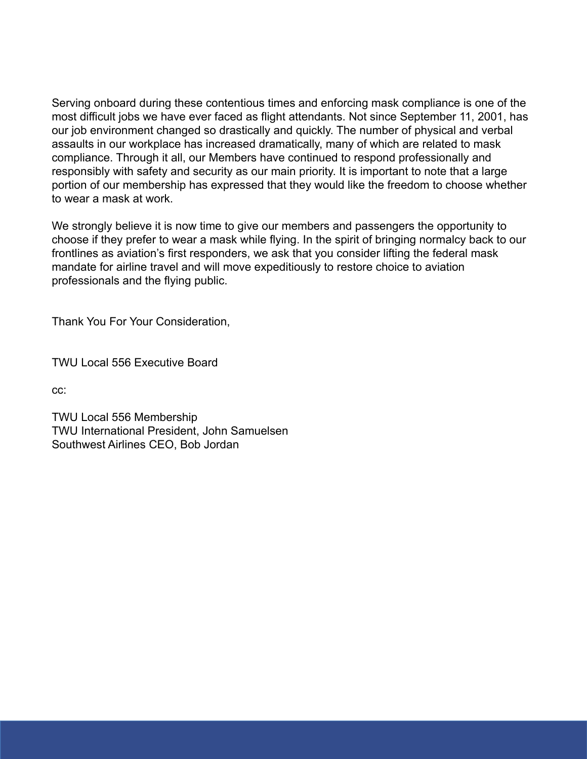Serving onboard during these contentious times and enforcing mask compliance is one of the most difficult jobs we have ever faced as flight attendants. Not since September 11, 2001, has our job environment changed so drastically and quickly. The number of physical and verbal assaults in our workplace has increased dramatically, many of which are related to mask compliance. Through it all, our Members have continued to respond professionally and responsibly with safety and security as our main priority. It is important to note that a large portion of our membership has expressed that they would like the freedom to choose whether to wear a mask at work.

We strongly believe it is now time to give our members and passengers the opportunity to choose if they prefer to wear a mask while flying. In the spirit of bringing normalcy back to our frontlines as aviation's first responders, we ask that you consider lifting the federal mask mandate for airline travel and will move expeditiously to restore choice to aviation professionals and the flying public.

Thank You For Your Consideration,

TWU Local 556 Executive Board

cc:

TWU Local 556 Membership
TWU International President, John Samuelsen
Southwest Airlines CEO, Bob Jordan